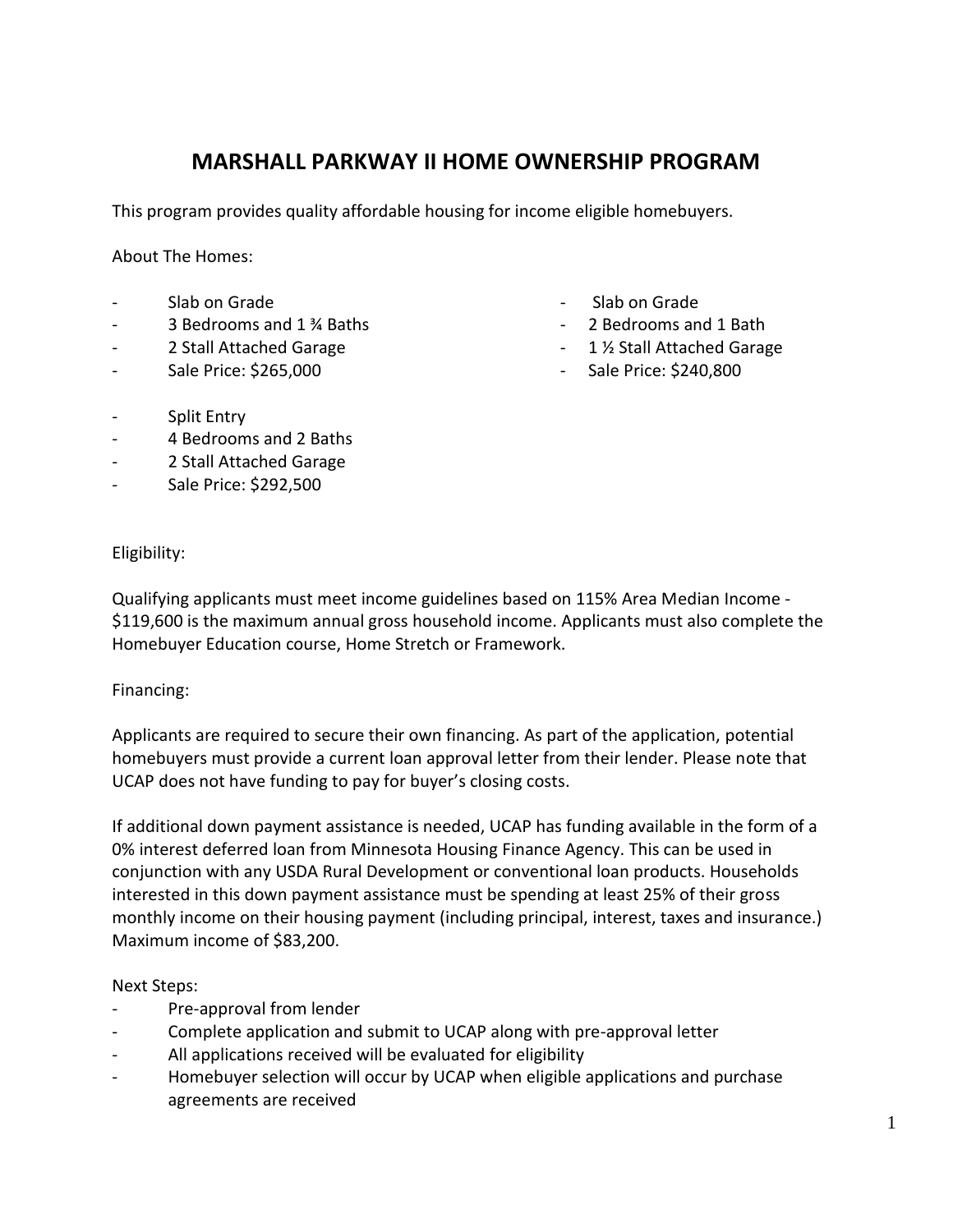# MARSHALL PARKWAY II HOME OWNERSHIP PROGRAM

This program provides quality affordable housing for income eligible homebuyers.

About The Homes:

- Slab on Grade
- 3 Bedrooms and 1 ¾ Baths
- 2 Stall Attached Garage
- Sale Price: $265,000

- Slab on Grade
- 2 Bedrooms and 1 Bath
- 1 ½ Stall Attached Garage
- Sale Price: $240,800

- Split Entry
- 4 Bedrooms and 2 Baths
- 2 Stall Attached Garage
- Sale Price: $292,500

Eligibility:

Qualifying applicants must meet income guidelines based on 115% Area Median Income - $119,600 is the maximum annual gross household income. Applicants must also complete the Homebuyer Education course, Home Stretch or Framework.

Financing:

Applicants are required to secure their own financing. As part of the application, potential homebuyers must provide a current loan approval letter from their lender. Please note that UCAP does not have funding to pay for buyer's closing costs.

If additional down payment assistance is needed, UCAP has funding available in the form of a 0% interest deferred loan from Minnesota Housing Finance Agency. This can be used in conjunction with any USDA Rural Development or conventional loan products. Households interested in this down payment assistance must be spending at least 25% of their gross monthly income on their housing payment (including principal, interest, taxes and insurance.) Maximum income of $83,200.

Next Steps:

- Pre-approval from lender
- Complete application and submit to UCAP along with pre-approval letter
- All applications received will be evaluated for eligibility
- Homebuyer selection will occur by UCAP when eligible applications and purchase agreements are received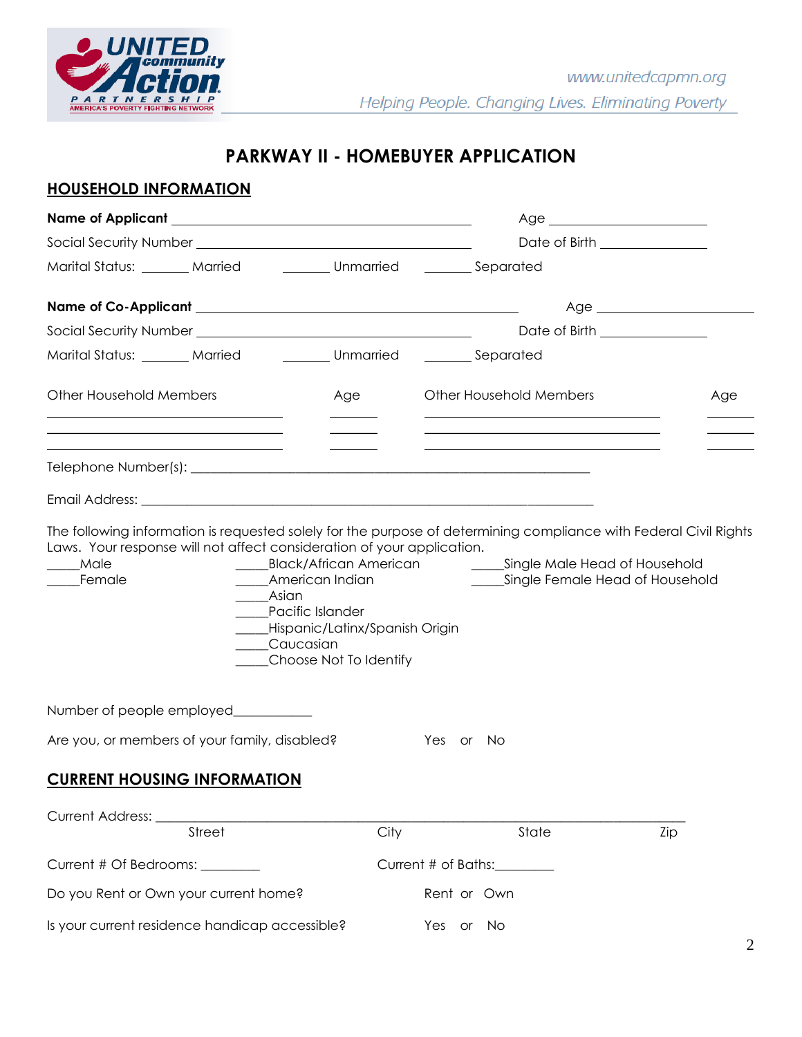UNITED community Action PARTNERSHIP AMERICA'S POVERTY FIGHTING NETWORK

www.unitedcapmn.org

*Helping People. Changing Lives. Eliminating Poverty*

# PARKWAY II - HOMEBUYER APPLICATION

## HOUSEHOLD INFORMATION

**Name of Applicant** ________________________________________ Age ____________________

Social Security Number ________________________________________ Date of Birth ______________

Marital Status: _______ Married _______ Unmarried _______ Separated

**Name of Co-Applicant** ________________________________________ Age ____________________

Social Security Number ________________________________________ Date of Birth ______________

Marital Status: _______ Married _______ Unmarried _______ Separated

| Other Household Members | Age | Other Household Members | Age |
|---|---|---|---|
| | | | |
| | | | |
| | | | |

Telephone Number(s): ________________________________________________________

Email Address: ______________________________________________________________

The following information is requested solely for the purpose of determining compliance with Federal Civil Rights Laws. Your response will not affect consideration of your application.

_____Male
_____Female

_____Black/African American
_____American Indian
_____Asian
_____Pacific Islander
_____Hispanic/Latinx/Spanish Origin
_____Caucasian
_____Choose Not To Identify

_____Single Male Head of Household
_____Single Female Head of Household

Number of people employed___________

Are you, or members of your family, disabled? Yes or No

## CURRENT HOUSING INFORMATION

Current Address: ______________________________________________________________
Street City State Zip

Current # Of Bedrooms: _________ Current # of Baths:_________

Do you Rent or Own your current home? Rent or Own

Is your current residence handicap accessible? Yes or No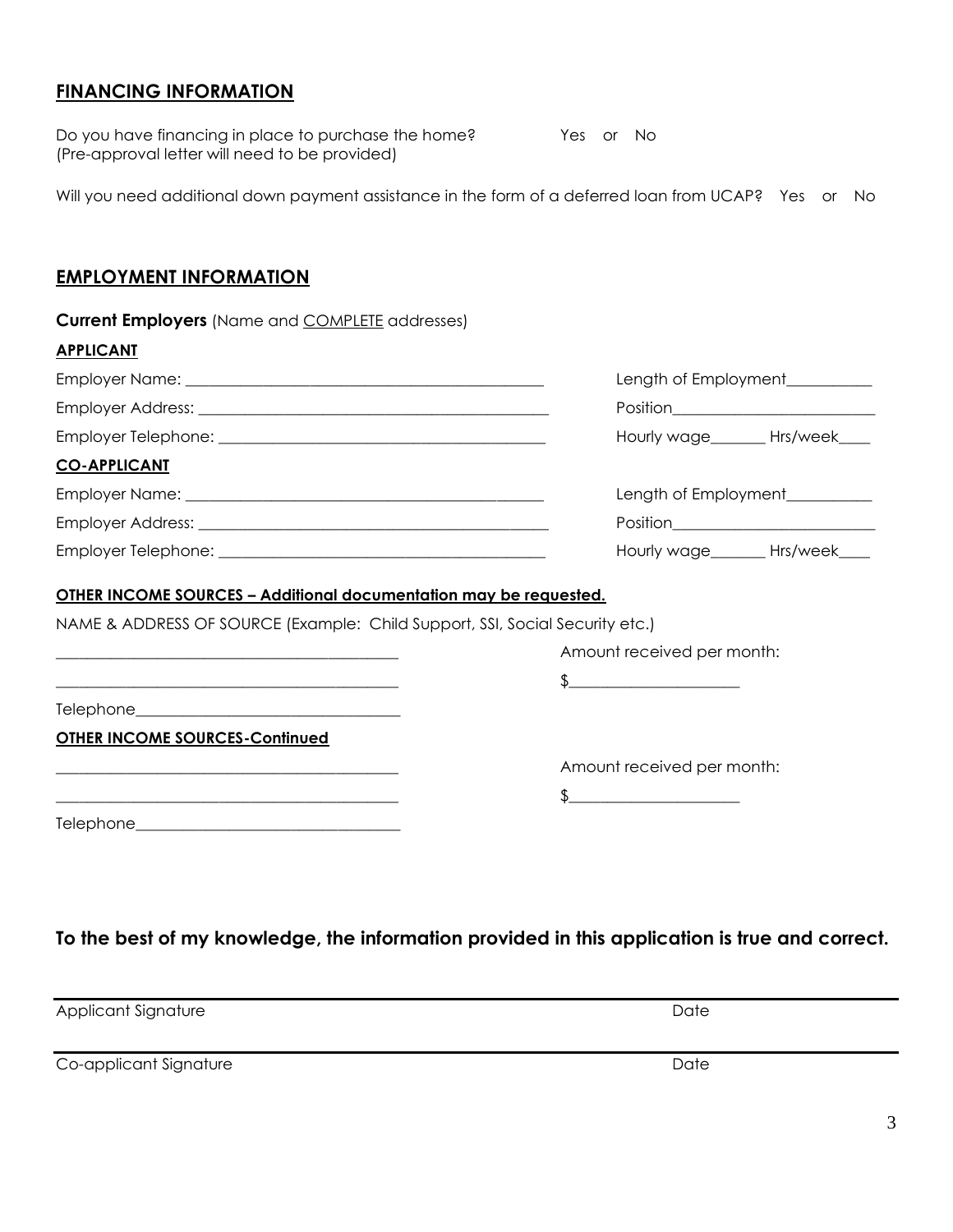## FINANCING INFORMATION

Do you have financing in place to purchase the home? Yes or No
(Pre-approval letter will need to be provided)

Will you need additional down payment assistance in the form of a deferred loan from UCAP? Yes or No

## EMPLOYMENT INFORMATION

**Current Employers** (Name and COMPLETE addresses)

**APPLICANT**

Employer Name: ______________________________________________ Length of Employment___________

Employer Address: ____________________________________________ Position__________________________

Employer Telephone: __________________________________________ Hourly wage_______ Hrs/week____

**CO-APPLICANT**

Employer Name: ______________________________________________ Length of Employment___________

Employer Address: ____________________________________________ Position__________________________

Employer Telephone: __________________________________________ Hourly wage_______ Hrs/week____

**OTHER INCOME SOURCES – Additional documentation may be requested.**

NAME & ADDRESS OF SOURCE (Example: Child Support, SSI, Social Security etc.)

_____________________________________________ Amount received per month:

_____________________________________________ $______________________

Telephone__________________________________

**OTHER INCOME SOURCES-Continued**

_____________________________________________ Amount received per month:

_____________________________________________ $______________________

Telephone__________________________________

**To the best of my knowledge, the information provided in this application is true and correct.**

Applicant Signature Date

Co-applicant Signature Date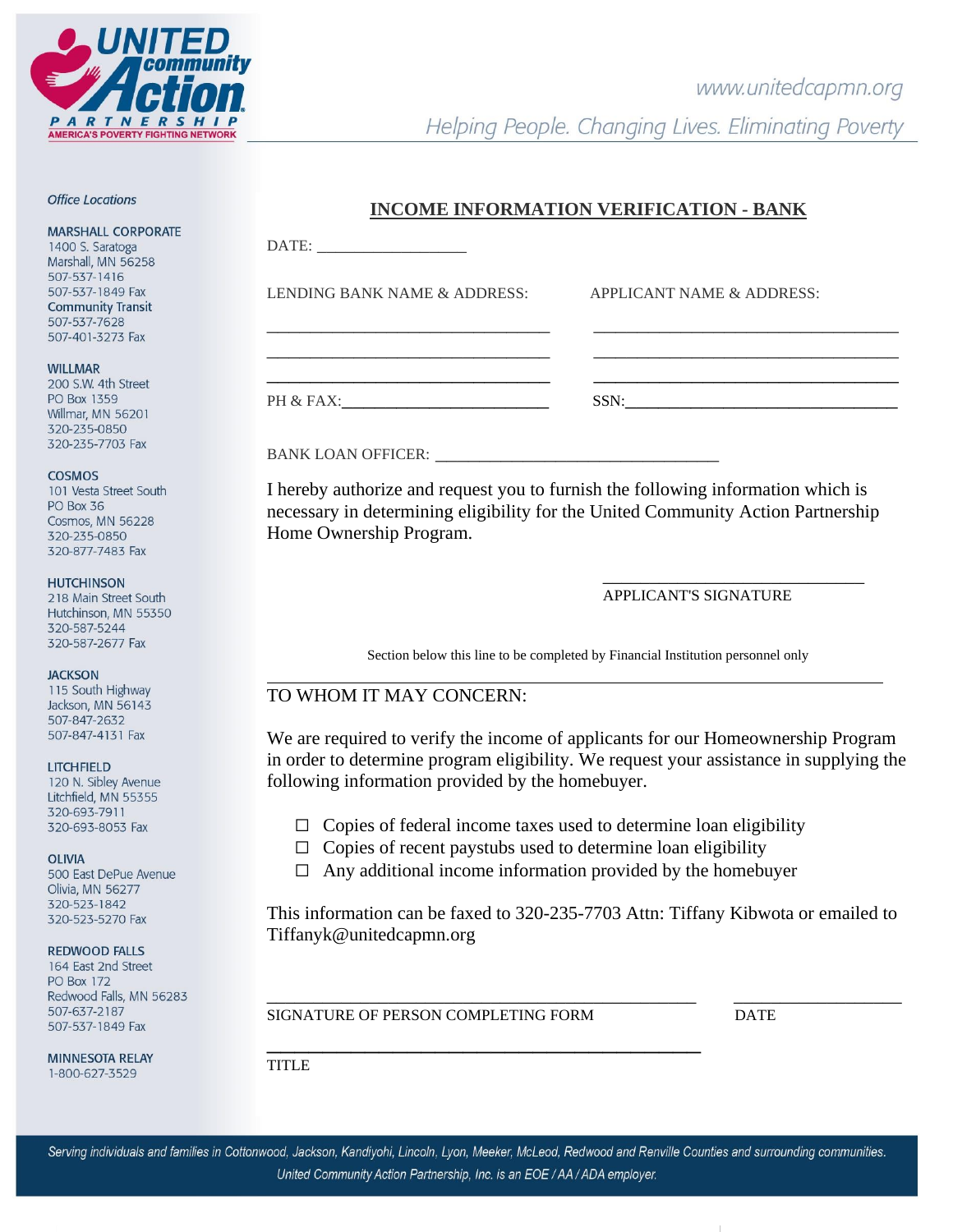UNITED community Action PARTNERSHIP
AMERICA'S POVERTY FIGHTING NETWORK

www.unitedcapmn.org

Helping People. Changing Lives. Eliminating Poverty

*Office Locations*

**MARSHALL CORPORATE**
1400 S. Saratoga
Marshall, MN 56258
507-537-1416
507-537-1849 Fax
**Community Transit**
507-537-7628
507-401-3273 Fax

**WILLMAR**
200 S.W. 4th Street
PO Box 1359
Willmar, MN 56201
320-235-0850
320-235-7703 Fax

**COSMOS**
101 Vesta Street South
PO Box 36
Cosmos, MN 56228
320-235-0850
320-877-7483 Fax

**HUTCHINSON**
218 Main Street South
Hutchinson, MN 55350
320-587-5244
320-587-2677 Fax

**JACKSON**
115 South Highway
Jackson, MN 56143
507-847-2632
507-847-4131 Fax

**LITCHFIELD**
120 N. Sibley Avenue
Litchfield, MN 55355
320-693-7911
320-693-8053 Fax

**OLIVIA**
500 East DePue Avenue
Olivia, MN 56277
320-523-1842
320-523-5270 Fax

**REDWOOD FALLS**
164 East 2nd Street
PO Box 172
Redwood Falls, MN 56283
507-637-2187
507-537-1849 Fax

**MINNESOTA RELAY**
1-800-627-3529

# INCOME INFORMATION VERIFICATION - BANK

DATE: ___________________

LENDING BANK NAME & ADDRESS:

___________________________________
___________________________________
___________________________________

PH & FAX:___________________________

APPLICANT NAME & ADDRESS:

______________________________________
______________________________________
______________________________________

SSN:__________________________________

BANK LOAN OFFICER: ____________________________________

I hereby authorize and request you to furnish the following information which is necessary in determining eligibility for the United Community Action Partnership Home Ownership Program.

_________________________________
APPLICANT'S SIGNATURE

Section below this line to be completed by Financial Institution personnel only

TO WHOM IT MAY CONCERN:

We are required to verify the income of applicants for our Homeownership Program in order to determine program eligibility. We request your assistance in supplying the following information provided by the homebuyer.

- ☐ Copies of federal income taxes used to determine loan eligibility
- ☐ Copies of recent paystubs used to determine loan eligibility
- ☐ Any additional income information provided by the homebuyer

This information can be faxed to 320-235-7703 Attn: Tiffany Kibwota or emailed to Tiffanyk@unitedcapmn.org

______________________________________________________ _____________________
SIGNATURE OF PERSON COMPLETING FORM DATE

______________________________________________________
TITLE

*Serving individuals and families in Cottonwood, Jackson, Kandiyohi, Lincoln, Lyon, Meeker, McLeod, Redwood and Renville Counties and surrounding communities.*
*United Community Action Partnership, Inc. is an EOE / AA / ADA employer.*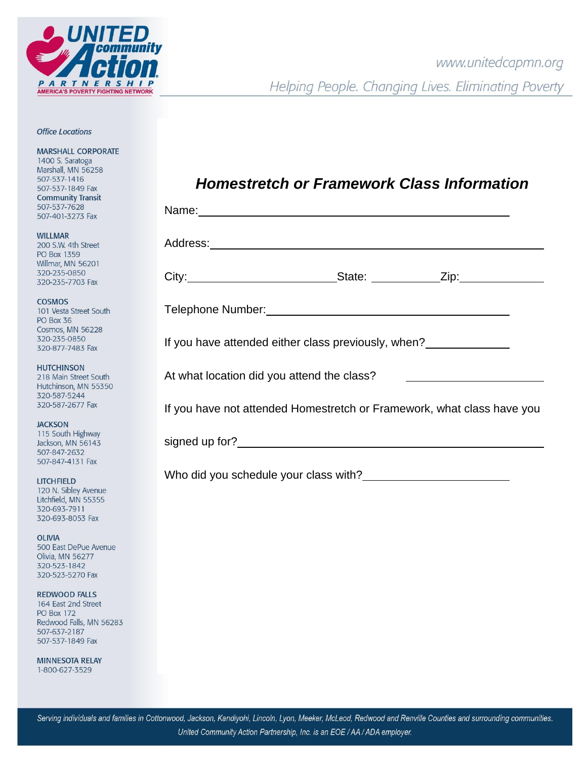UNITED community Action PARTNERSHIP
AMERICA'S POVERTY FIGHTING NETWORK

www.unitedcapmn.org

Helping People. Changing Lives. Eliminating Poverty

*Office Locations*

MARSHALL CORPORATE
1400 S. Saratoga
Marshall, MN 56258
507-537-1416
507-537-1849 Fax
Community Transit
507-537-7628
507-401-3273 Fax

WILLMAR
200 S.W. 4th Street
PO Box 1359
Willmar, MN 56201
320-235-0850
320-235-7703 Fax

COSMOS
101 Vesta Street South
PO Box 36
Cosmos, MN 56228
320-235-0850
320-877-7483 Fax

HUTCHINSON
218 Main Street South
Hutchinson, MN 55350
320-587-5244
320-587-2677 Fax

JACKSON
115 South Highway
Jackson, MN 56143
507-847-2632
507-847-4131 Fax

LITCHFIELD
120 N. Sibley Avenue
Litchfield, MN 55355
320-693-7911
320-693-8053 Fax

OLIVIA
500 East DePue Avenue
Olivia, MN 56277
320-523-1842
320-523-5270 Fax

REDWOOD FALLS
164 East 2nd Street
PO Box 172
Redwood Falls, MN 56283
507-637-2187
507-537-1849 Fax

MINNESOTA RELAY
1-800-627-3529

# *Homestretch or Framework Class Information*

Name: ______________________________

Address: ______________________________

City: ____________ State: ________ Zip: ________

Telephone Number: ______________________________

If you have attended either class previously, when? __________

At what location did you attend the class? __________

If you have not attended Homestretch or Framework, what class have you signed up for? ______________________________

Who did you schedule your class with? ______________

*Serving individuals and families in Cottonwood, Jackson, Kandiyohi, Lincoln, Lyon, Meeker, McLeod, Redwood and Renville Counties and surrounding communities.*
*United Community Action Partnership, Inc. is an EOE / AA / ADA employer.*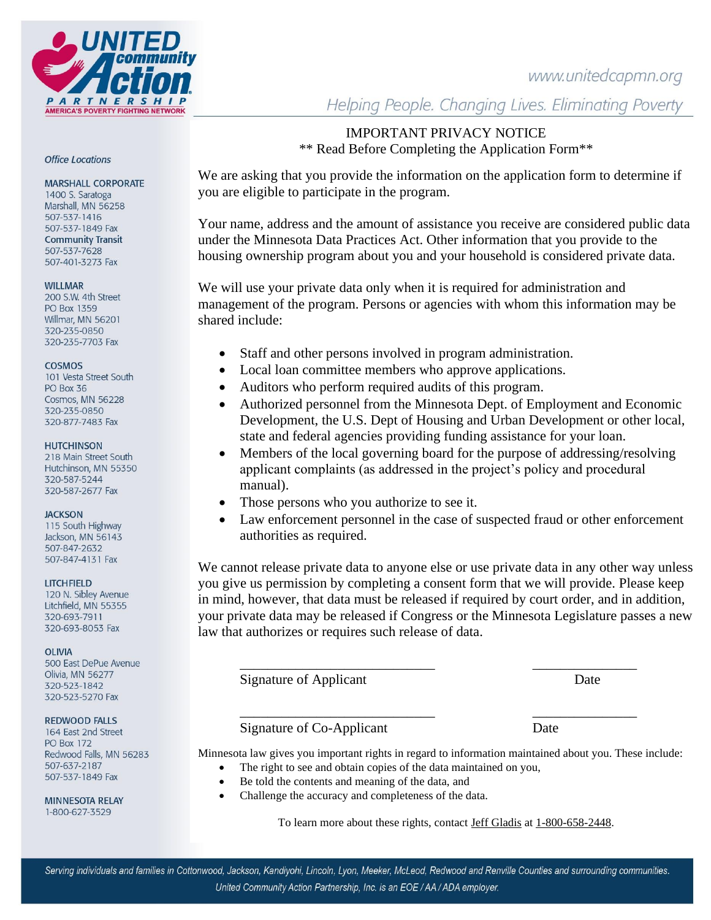UNITED community Action PARTNERSHIP
AMERICA'S POVERTY FIGHTING NETWORK

www.unitedcapmn.org

Helping People. Changing Lives. Eliminating Poverty

*Office Locations*

**MARSHALL CORPORATE**
1400 S. Saratoga
Marshall, MN 56258
507-537-1416
507-537-1849 Fax
**Community Transit**
507-537-7628
507-401-3273 Fax

**WILLMAR**
200 S.W. 4th Street
PO Box 1359
Willmar, MN 56201
320-235-0850
320-235-7703 Fax

**COSMOS**
101 Vesta Street South
PO Box 36
Cosmos, MN 56228
320-235-0850
320-877-7483 Fax

**HUTCHINSON**
218 Main Street South
Hutchinson, MN 55350
320-587-5244
320-587-2677 Fax

**JACKSON**
115 South Highway
Jackson, MN 56143
507-847-2632
507-847-4131 Fax

**LITCHFIELD**
120 N. Sibley Avenue
Litchfield, MN 55355
320-693-7911
320-693-8053 Fax

**OLIVIA**
500 East DePue Avenue
Olivia, MN 56277
320-523-1842
320-523-5270 Fax

**REDWOOD FALLS**
164 East 2nd Street
PO Box 172
Redwood Falls, MN 56283
507-637-2187
507-537-1849 Fax

**MINNESOTA RELAY**
1-800-627-3529

## IMPORTANT PRIVACY NOTICE

** Read Before Completing the Application Form**

We are asking that you provide the information on the application form to determine if you are eligible to participate in the program.

Your name, address and the amount of assistance you receive are considered public data under the Minnesota Data Practices Act. Other information that you provide to the housing ownership program about you and your household is considered private data.

We will use your private data only when it is required for administration and management of the program. Persons or agencies with whom this information may be shared include:

- Staff and other persons involved in program administration.
- Local loan committee members who approve applications.
- Auditors who perform required audits of this program.
- Authorized personnel from the Minnesota Dept. of Employment and Economic Development, the U.S. Dept of Housing and Urban Development or other local, state and federal agencies providing funding assistance for your loan.
- Members of the local governing board for the purpose of addressing/resolving applicant complaints (as addressed in the project's policy and procedural manual).
- Those persons who you authorize to see it.
- Law enforcement personnel in the case of suspected fraud or other enforcement authorities as required.

We cannot release private data to anyone else or use private data in any other way unless you give us permission by completing a consent form that we will provide. Please keep in mind, however, that data must be released if required by court order, and in addition, your private data may be released if Congress or the Minnesota Legislature passes a new law that authorizes or requires such release of data.

_____________________________ _______________
Signature of Applicant Date

_____________________________ _______________
Signature of Co-Applicant Date

Minnesota law gives you important rights in regard to information maintained about you. These include:

- The right to see and obtain copies of the data maintained on you,
- Be told the contents and meaning of the data, and
- Challenge the accuracy and completeness of the data.

To learn more about these rights, contact Jeff Gladis at 1-800-658-2448.

*Serving individuals and families in Cottonwood, Jackson, Kandiyohi, Lincoln, Lyon, Meeker, McLeod, Redwood and Renville Counties and surrounding communities.*
*United Community Action Partnership, Inc. is an EOE / AA / ADA employer.*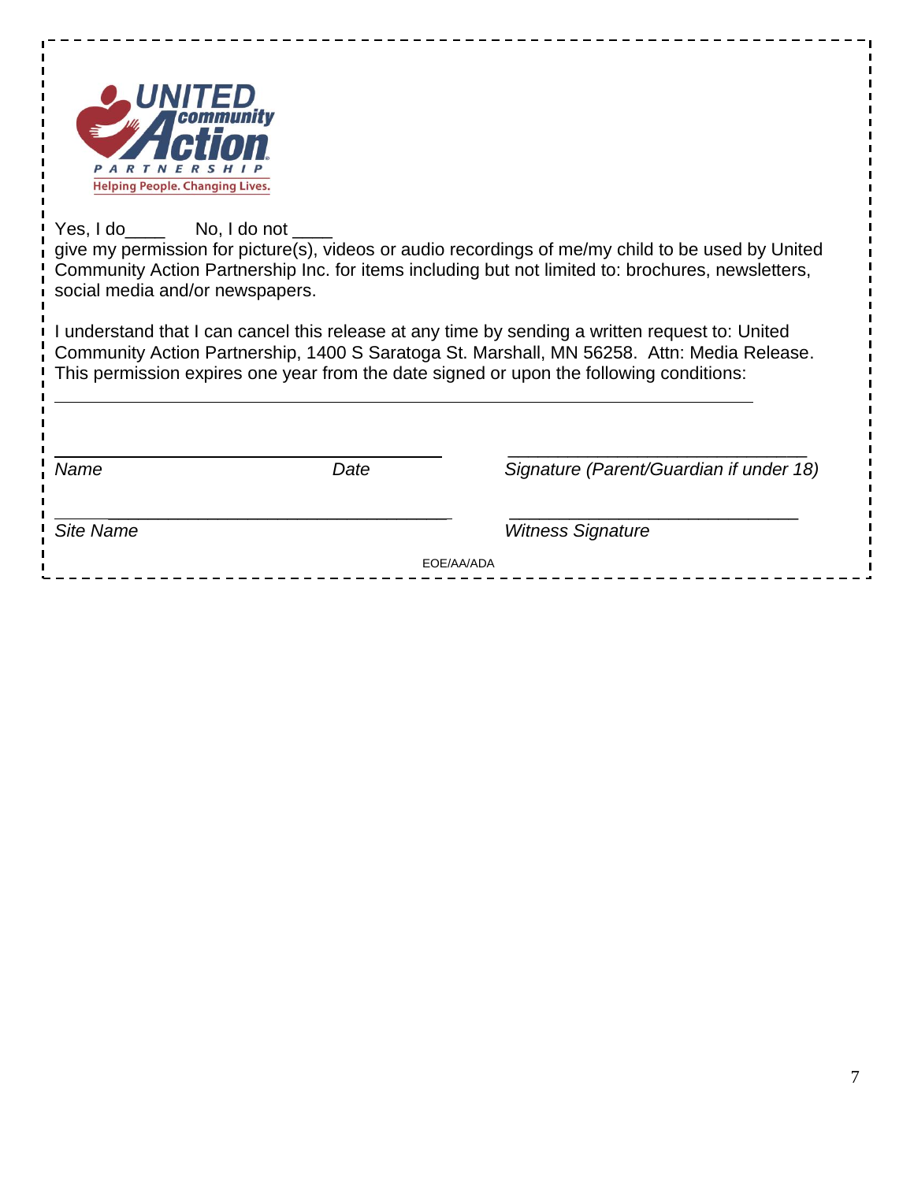UNITED community Action PARTNERSHIP

Helping People. Changing Lives.

Yes, I do____ No, I do not ____
give my permission for picture(s), videos or audio recordings of me/my child to be used by United Community Action Partnership Inc. for items including but not limited to: brochures, newsletters, social media and/or newspapers.

I understand that I can cancel this release at any time by sending a written request to: United Community Action Partnership, 1400 S Saratoga St. Marshall, MN 56258. Attn: Media Release. This permission expires one year from the date signed or upon the following conditions:

______________________________________________________________________

______________________________________ ______________________________

*Name* *Date* *Signature (Parent/Guardian if under 18)*

______________________________________ ______________________________

*Site Name* *Witness Signature*

EOE/AA/ADA